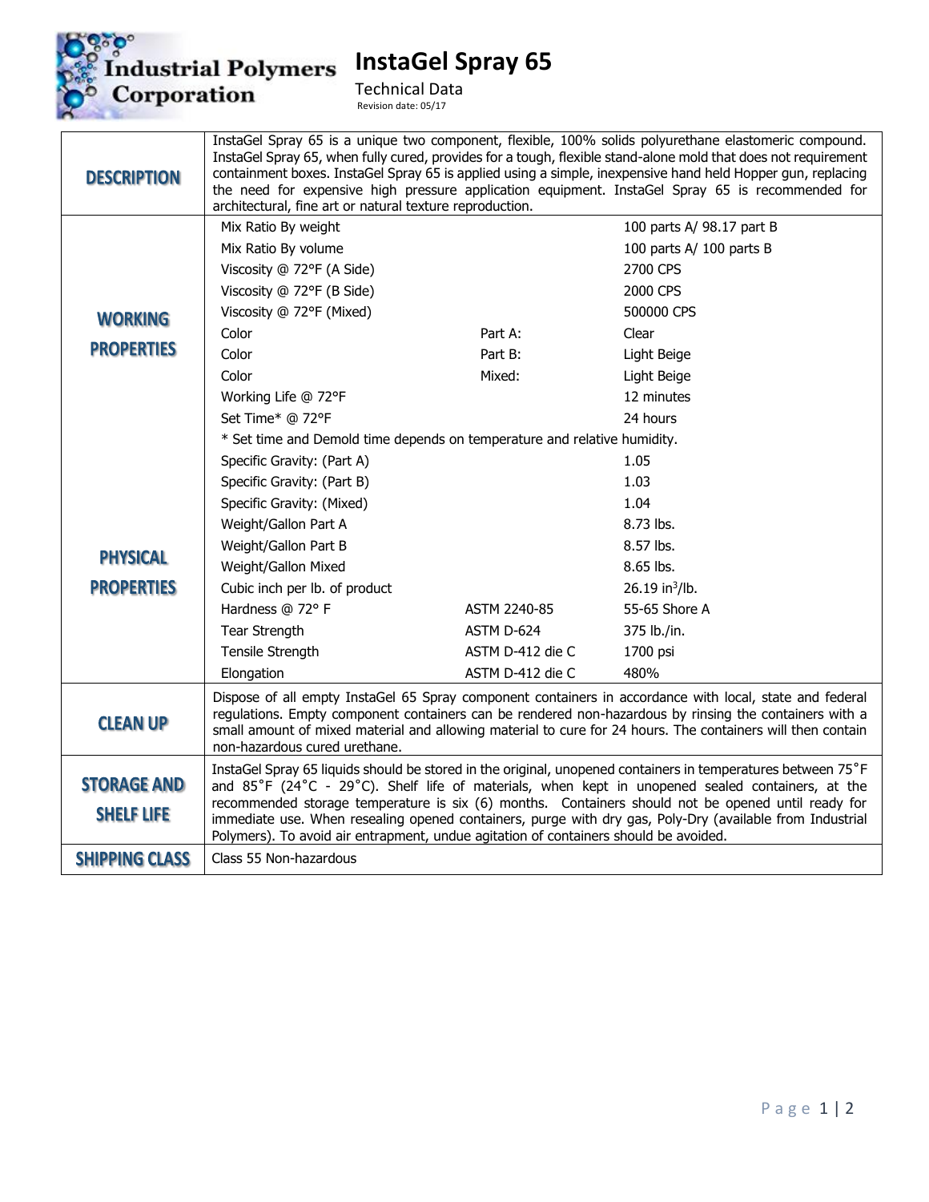**Industrial Polymers Corporation**

# InstaGel Spray 65

Technical Data

Revision date: 05/17

| | | | |
|---|---|---|---|
| **DESCRIPTION** | InstaGel Spray 65 is a unique two component, flexible, 100% solids polyurethane elastomeric compound. InstaGel Spray 65, when fully cured, provides for a tough, flexible stand-alone mold that does not requirement containment boxes. InstaGel Spray 65 is applied using a simple, inexpensive hand held Hopper gun, replacing the need for expensive high pressure application equipment. InstaGel Spray 65 is recommended for architectural, fine art or natural texture reproduction. | | |
| **WORKING PROPERTIES** | Mix Ratio By weight | | 100 parts A/ 98.17 part B |
| | Mix Ratio By volume | | 100 parts A/ 100 parts B |
| | Viscosity @ 72°F (A Side) | | 2700 CPS |
| | Viscosity @ 72°F (B Side) | | 2000 CPS |
| | Viscosity @ 72°F (Mixed) | | 500000 CPS |
| | Color | Part A: | Clear |
| | Color | Part B: | Light Beige |
| | Color | Mixed: | Light Beige |
| | Working Life @ 72°F | | 12 minutes |
| | Set Time* @ 72°F | | 24 hours |
| | * Set time and Demold time depends on temperature and relative humidity. | | |
| **PHYSICAL PROPERTIES** | Specific Gravity: (Part A) | | 1.05 |
| | Specific Gravity: (Part B) | | 1.03 |
| | Specific Gravity: (Mixed) | | 1.04 |
| | Weight/Gallon Part A | | 8.73 lbs. |
| | Weight/Gallon Part B | | 8.57 lbs. |
| | Weight/Gallon Mixed | | 8.65 lbs. |
| | Cubic inch per lb. of product | | 26.19 $in^3$/lb. |
| | Hardness @ 72° F | ASTM 2240-85 | 55-65 Shore A |
| | Tear Strength | ASTM D-624 | 375 lb./in. |
| | Tensile Strength | ASTM D-412 die C | 1700 psi |
| | Elongation | ASTM D-412 die C | 480% |
| **CLEAN UP** | Dispose of all empty InstaGel 65 Spray component containers in accordance with local, state and federal regulations. Empty component containers can be rendered non-hazardous by rinsing the containers with a small amount of mixed material and allowing material to cure for 24 hours. The containers will then contain non-hazardous cured urethane. | | |
| **STORAGE AND SHELF LIFE** | InstaGel Spray 65 liquids should be stored in the original, unopened containers in temperatures between 75˚F and 85˚F (24˚C - 29˚C). Shelf life of materials, when kept in unopened sealed containers, at the recommended storage temperature is six (6) months. Containers should not be opened until ready for immediate use. When resealing opened containers, purge with dry gas, Poly-Dry (available from Industrial Polymers). To avoid air entrapment, undue agitation of containers should be avoided. | | |
| **SHIPPING CLASS** | Class 55 Non-hazardous | | |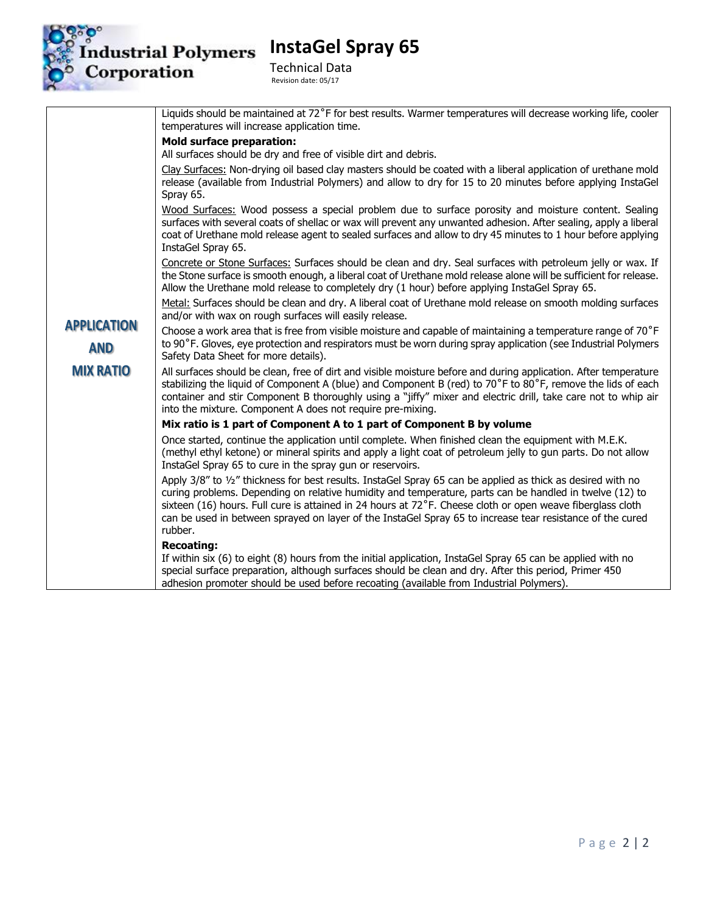| | |
|---|---|
| **APPLICATION AND MIX RATIO** | Liquids should be maintained at 72˚F for best results. Warmer temperatures will decrease working life, cooler temperatures will increase application time.<br><br>**Mold surface preparation:**<br>All surfaces should be dry and free of visible dirt and debris.<br><br><u>Clay Surfaces:</u> Non-drying oil based clay masters should be coated with a liberal application of urethane mold release (available from Industrial Polymers) and allow to dry for 15 to 20 minutes before applying InstaGel Spray 65.<br><br><u>Wood Surfaces:</u> Wood possess a special problem due to surface porosity and moisture content. Sealing surfaces with several coats of shellac or wax will prevent any unwanted adhesion. After sealing, apply a liberal coat of Urethane mold release agent to sealed surfaces and allow to dry 45 minutes to 1 hour before applying InstaGel Spray 65.<br><br><u>Concrete or Stone Surfaces:</u> Surfaces should be clean and dry. Seal surfaces with petroleum jelly or wax. If the Stone surface is smooth enough, a liberal coat of Urethane mold release alone will be sufficient for release. Allow the Urethane mold release to completely dry (1 hour) before applying InstaGel Spray 65.<br><br><u>Metal:</u> Surfaces should be clean and dry. A liberal coat of Urethane mold release on smooth molding surfaces and/or with wax on rough surfaces will easily release.<br><br>Choose a work area that is free from visible moisture and capable of maintaining a temperature range of 70˚F to 90˚F. Gloves, eye protection and respirators must be worn during spray application (see Industrial Polymers Safety Data Sheet for more details).<br><br>All surfaces should be clean, free of dirt and visible moisture before and during application. After temperature stabilizing the liquid of Component A (blue) and Component B (red) to 70˚F to 80˚F, remove the lids of each container and stir Component B thoroughly using a "jiffy" mixer and electric drill, take care not to whip air into the mixture. Component A does not require pre-mixing.<br><br>**Mix ratio is 1 part of Component A to 1 part of Component B by volume**<br><br>Once started, continue the application until complete. When finished clean the equipment with M.E.K. (methyl ethyl ketone) or mineral spirits and apply a light coat of petroleum jelly to gun parts. Do not allow InstaGel Spray 65 to cure in the spray gun or reservoirs.<br><br>Apply 3/8" to ½" thickness for best results. InstaGel Spray 65 can be applied as thick as desired with no curing problems. Depending on relative humidity and temperature, parts can be handled in twelve (12) to sixteen (16) hours. Full cure is attained in 24 hours at 72˚F. Cheese cloth or open weave fiberglass cloth can be used in between sprayed on layer of the InstaGel Spray 65 to increase tear resistance of the cured rubber.<br><br>**Recoating:**<br>If within six (6) to eight (8) hours from the initial application, InstaGel Spray 65 can be applied with no special surface preparation, although surfaces should be clean and dry. After this period, Primer 450 adhesion promoter should be used before recoating (available from Industrial Polymers). |